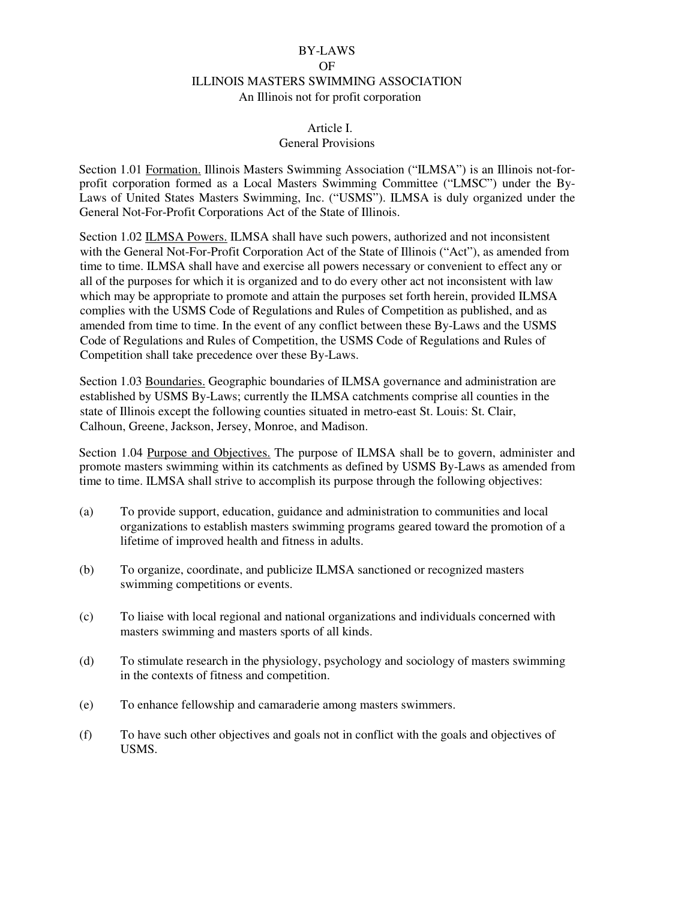# BY-LAWS
# OF
# ILLINOIS MASTERS SWIMMING ASSOCIATION

An Illinois not for profit corporation

## Article I.
## General Provisions

Section 1.01 Formation. Illinois Masters Swimming Association ("ILMSA") is an Illinois not-for-profit corporation formed as a Local Masters Swimming Committee ("LMSC") under the By-Laws of United States Masters Swimming, Inc. ("USMS"). ILMSA is duly organized under the General Not-For-Profit Corporations Act of the State of Illinois.

Section 1.02 ILMSA Powers. ILMSA shall have such powers, authorized and not inconsistent with the General Not-For-Profit Corporation Act of the State of Illinois ("Act"), as amended from time to time. ILMSA shall have and exercise all powers necessary or convenient to effect any or all of the purposes for which it is organized and to do every other act not inconsistent with law which may be appropriate to promote and attain the purposes set forth herein, provided ILMSA complies with the USMS Code of Regulations and Rules of Competition as published, and as amended from time to time. In the event of any conflict between these By-Laws and the USMS Code of Regulations and Rules of Competition, the USMS Code of Regulations and Rules of Competition shall take precedence over these By-Laws.

Section 1.03 Boundaries. Geographic boundaries of ILMSA governance and administration are established by USMS By-Laws; currently the ILMSA catchments comprise all counties in the state of Illinois except the following counties situated in metro-east St. Louis: St. Clair, Calhoun, Greene, Jackson, Jersey, Monroe, and Madison.

Section 1.04 Purpose and Objectives. The purpose of ILMSA shall be to govern, administer and promote masters swimming within its catchments as defined by USMS By-Laws as amended from time to time. ILMSA shall strive to accomplish its purpose through the following objectives:

(a) To provide support, education, guidance and administration to communities and local organizations to establish masters swimming programs geared toward the promotion of a lifetime of improved health and fitness in adults.

(b) To organize, coordinate, and publicize ILMSA sanctioned or recognized masters swimming competitions or events.

(c) To liaise with local regional and national organizations and individuals concerned with masters swimming and masters sports of all kinds.

(d) To stimulate research in the physiology, psychology and sociology of masters swimming in the contexts of fitness and competition.

(e) To enhance fellowship and camaraderie among masters swimmers.

(f) To have such other objectives and goals not in conflict with the goals and objectives of USMS.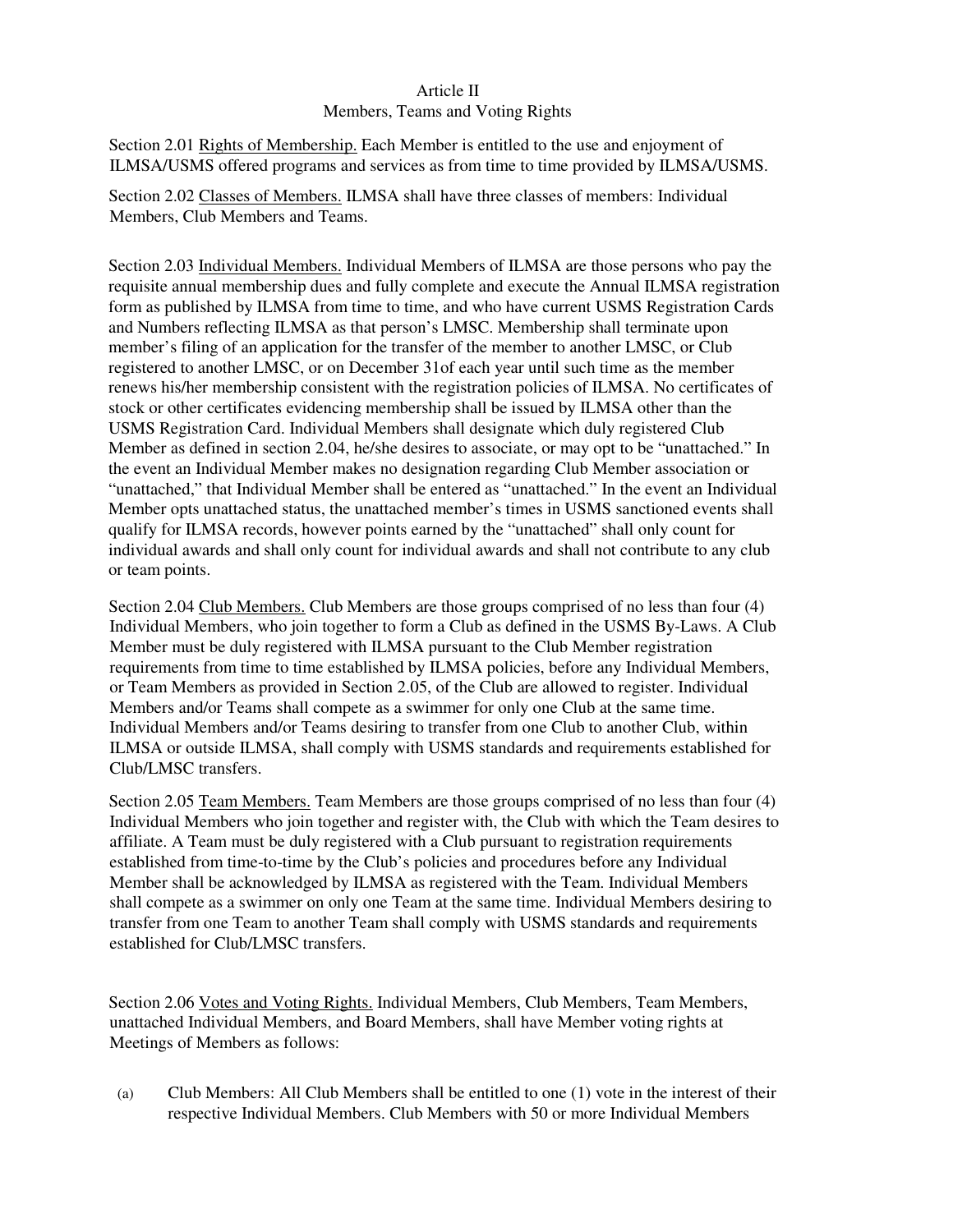## Article II
## Members, Teams and Voting Rights

Section 2.01 Rights of Membership. Each Member is entitled to the use and enjoyment of ILMSA/USMS offered programs and services as from time to time provided by ILMSA/USMS.

Section 2.02 Classes of Members. ILMSA shall have three classes of members: Individual Members, Club Members and Teams.

Section 2.03 Individual Members. Individual Members of ILMSA are those persons who pay the requisite annual membership dues and fully complete and execute the Annual ILMSA registration form as published by ILMSA from time to time, and who have current USMS Registration Cards and Numbers reflecting ILMSA as that person's LMSC. Membership shall terminate upon member's filing of an application for the transfer of the member to another LMSC, or Club registered to another LMSC, or on December 31of each year until such time as the member renews his/her membership consistent with the registration policies of ILMSA. No certificates of stock or other certificates evidencing membership shall be issued by ILMSA other than the USMS Registration Card. Individual Members shall designate which duly registered Club Member as defined in section 2.04, he/she desires to associate, or may opt to be "unattached." In the event an Individual Member makes no designation regarding Club Member association or "unattached," that Individual Member shall be entered as "unattached." In the event an Individual Member opts unattached status, the unattached member's times in USMS sanctioned events shall qualify for ILMSA records, however points earned by the "unattached" shall only count for individual awards and shall only count for individual awards and shall not contribute to any club or team points.

Section 2.04 Club Members. Club Members are those groups comprised of no less than four (4) Individual Members, who join together to form a Club as defined in the USMS By-Laws. A Club Member must be duly registered with ILMSA pursuant to the Club Member registration requirements from time to time established by ILMSA policies, before any Individual Members, or Team Members as provided in Section 2.05, of the Club are allowed to register. Individual Members and/or Teams shall compete as a swimmer for only one Club at the same time. Individual Members and/or Teams desiring to transfer from one Club to another Club, within ILMSA or outside ILMSA, shall comply with USMS standards and requirements established for Club/LMSC transfers.

Section 2.05 Team Members. Team Members are those groups comprised of no less than four (4) Individual Members who join together and register with, the Club with which the Team desires to affiliate. A Team must be duly registered with a Club pursuant to registration requirements established from time-to-time by the Club's policies and procedures before any Individual Member shall be acknowledged by ILMSA as registered with the Team. Individual Members shall compete as a swimmer on only one Team at the same time. Individual Members desiring to transfer from one Team to another Team shall comply with USMS standards and requirements established for Club/LMSC transfers.

Section 2.06 Votes and Voting Rights. Individual Members, Club Members, Team Members, unattached Individual Members, and Board Members, shall have Member voting rights at Meetings of Members as follows:

(a) Club Members: All Club Members shall be entitled to one (1) vote in the interest of their respective Individual Members. Club Members with 50 or more Individual Members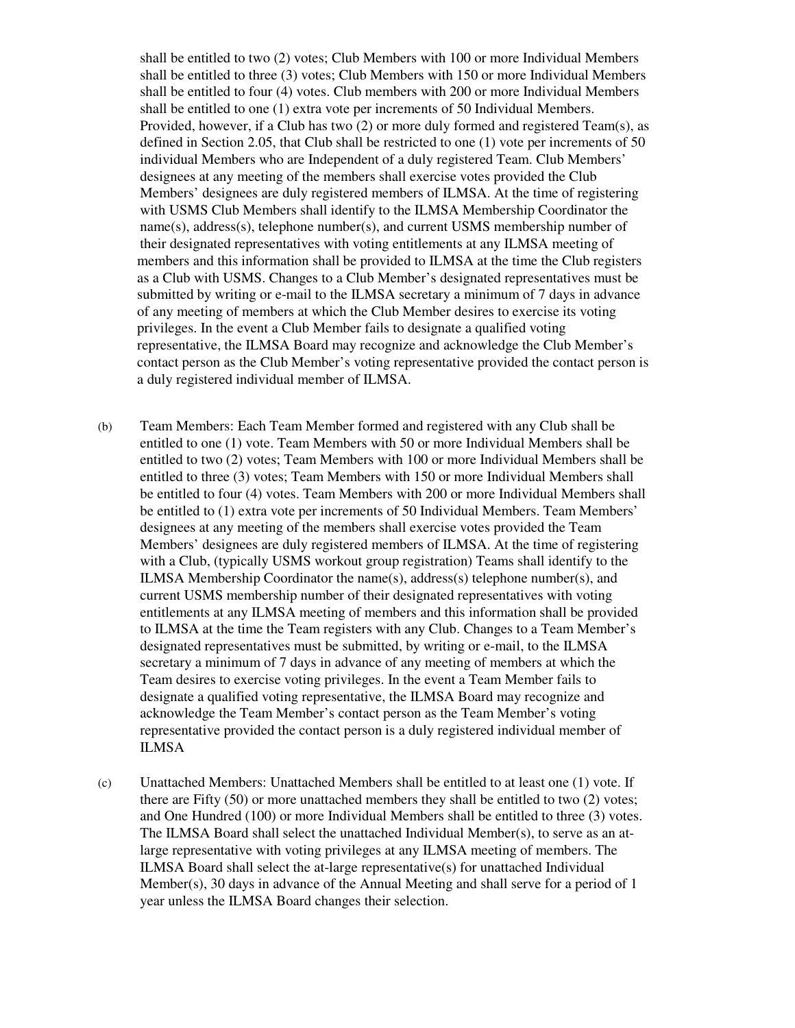shall be entitled to two (2) votes; Club Members with 100 or more Individual Members shall be entitled to three (3) votes; Club Members with 150 or more Individual Members shall be entitled to four (4) votes. Club members with 200 or more Individual Members shall be entitled to one (1) extra vote per increments of 50 Individual Members. Provided, however, if a Club has two (2) or more duly formed and registered Team(s), as defined in Section 2.05, that Club shall be restricted to one (1) vote per increments of 50 individual Members who are Independent of a duly registered Team. Club Members' designees at any meeting of the members shall exercise votes provided the Club Members' designees are duly registered members of ILMSA. At the time of registering with USMS Club Members shall identify to the ILMSA Membership Coordinator the name(s), address(s), telephone number(s), and current USMS membership number of their designated representatives with voting entitlements at any ILMSA meeting of members and this information shall be provided to ILMSA at the time the Club registers as a Club with USMS. Changes to a Club Member's designated representatives must be submitted by writing or e-mail to the ILMSA secretary a minimum of 7 days in advance of any meeting of members at which the Club Member desires to exercise its voting privileges. In the event a Club Member fails to designate a qualified voting representative, the ILMSA Board may recognize and acknowledge the Club Member's contact person as the Club Member's voting representative provided the contact person is a duly registered individual member of ILMSA.

(b) Team Members: Each Team Member formed and registered with any Club shall be entitled to one (1) vote. Team Members with 50 or more Individual Members shall be entitled to two (2) votes; Team Members with 100 or more Individual Members shall be entitled to three (3) votes; Team Members with 150 or more Individual Members shall be entitled to four (4) votes. Team Members with 200 or more Individual Members shall be entitled to (1) extra vote per increments of 50 Individual Members. Team Members' designees at any meeting of the members shall exercise votes provided the Team Members' designees are duly registered members of ILMSA. At the time of registering with a Club, (typically USMS workout group registration) Teams shall identify to the ILMSA Membership Coordinator the name(s), address(s) telephone number(s), and current USMS membership number of their designated representatives with voting entitlements at any ILMSA meeting of members and this information shall be provided to ILMSA at the time the Team registers with any Club. Changes to a Team Member's designated representatives must be submitted, by writing or e-mail, to the ILMSA secretary a minimum of 7 days in advance of any meeting of members at which the Team desires to exercise voting privileges. In the event a Team Member fails to designate a qualified voting representative, the ILMSA Board may recognize and acknowledge the Team Member's contact person as the Team Member's voting representative provided the contact person is a duly registered individual member of ILMSA

(c) Unattached Members: Unattached Members shall be entitled to at least one (1) vote. If there are Fifty (50) or more unattached members they shall be entitled to two (2) votes; and One Hundred (100) or more Individual Members shall be entitled to three (3) votes. The ILMSA Board shall select the unattached Individual Member(s), to serve as an at-large representative with voting privileges at any ILMSA meeting of members. The ILMSA Board shall select the at-large representative(s) for unattached Individual Member(s), 30 days in advance of the Annual Meeting and shall serve for a period of 1 year unless the ILMSA Board changes their selection.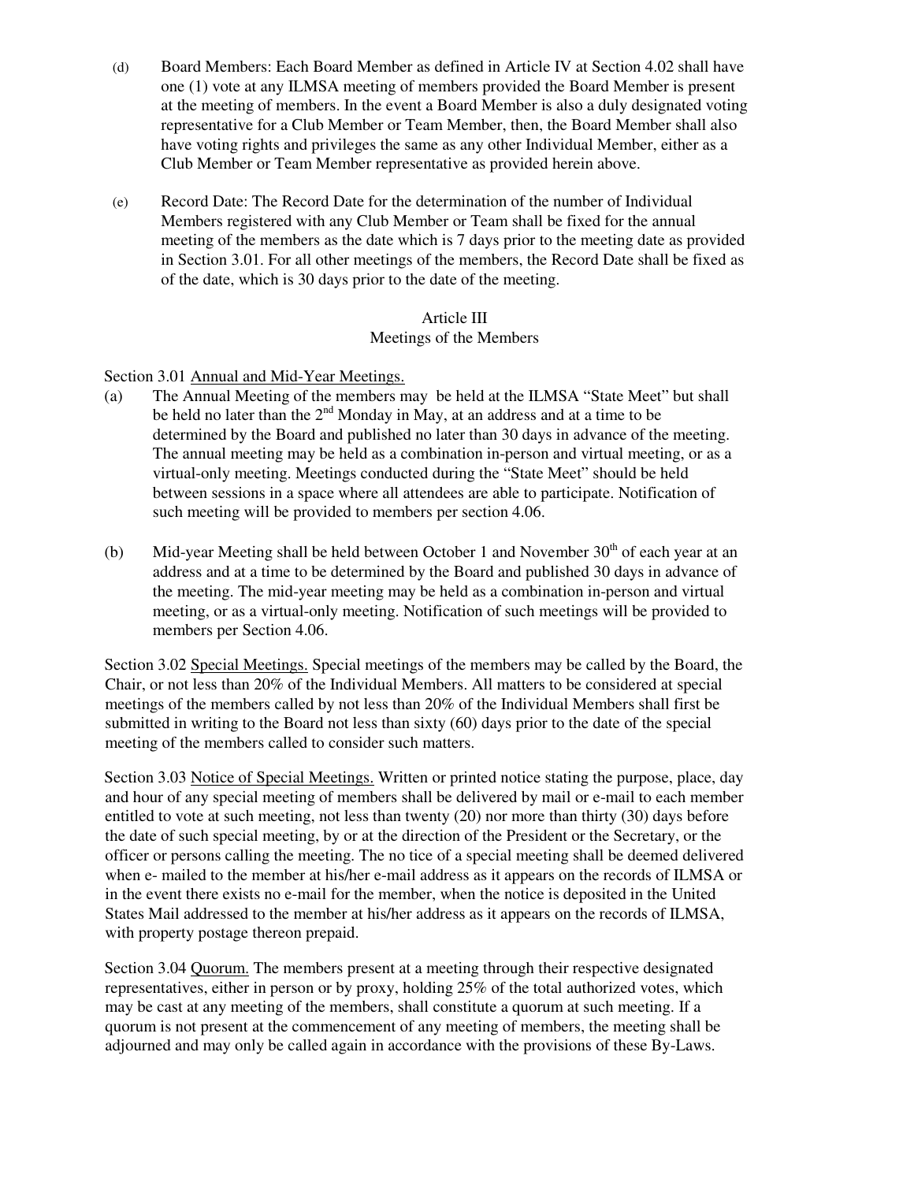(d) Board Members: Each Board Member as defined in Article IV at Section 4.02 shall have one (1) vote at any ILMSA meeting of members provided the Board Member is present at the meeting of members. In the event a Board Member is also a duly designated voting representative for a Club Member or Team Member, then, the Board Member shall also have voting rights and privileges the same as any other Individual Member, either as a Club Member or Team Member representative as provided herein above.

(e) Record Date: The Record Date for the determination of the number of Individual Members registered with any Club Member or Team shall be fixed for the annual meeting of the members as the date which is 7 days prior to the meeting date as provided in Section 3.01. For all other meetings of the members, the Record Date shall be fixed as of the date, which is 30 days prior to the date of the meeting.

## Article III
## Meetings of the Members

Section 3.01 <u>Annual and Mid-Year Meetings.</u>

(a) The Annual Meeting of the members may be held at the ILMSA "State Meet" but shall be held no later than the 2nd Monday in May, at an address and at a time to be determined by the Board and published no later than 30 days in advance of the meeting. The annual meeting may be held as a combination in-person and virtual meeting, or as a virtual-only meeting. Meetings conducted during the "State Meet" should be held between sessions in a space where all attendees are able to participate. Notification of such meeting will be provided to members per section 4.06.

(b) Mid-year Meeting shall be held between October 1 and November 30th of each year at an address and at a time to be determined by the Board and published 30 days in advance of the meeting. The mid-year meeting may be held as a combination in-person and virtual meeting, or as a virtual-only meeting. Notification of such meetings will be provided to members per Section 4.06.

Section 3.02 <u>Special Meetings.</u> Special meetings of the members may be called by the Board, the Chair, or not less than 20% of the Individual Members. All matters to be considered at special meetings of the members called by not less than 20% of the Individual Members shall first be submitted in writing to the Board not less than sixty (60) days prior to the date of the special meeting of the members called to consider such matters.

Section 3.03 <u>Notice of Special Meetings.</u> Written or printed notice stating the purpose, place, day and hour of any special meeting of members shall be delivered by mail or e-mail to each member entitled to vote at such meeting, not less than twenty (20) nor more than thirty (30) days before the date of such special meeting, by or at the direction of the President or the Secretary, or the officer or persons calling the meeting. The no tice of a special meeting shall be deemed delivered when e- mailed to the member at his/her e-mail address as it appears on the records of ILMSA or in the event there exists no e-mail for the member, when the notice is deposited in the United States Mail addressed to the member at his/her address as it appears on the records of ILMSA, with property postage thereon prepaid.

Section 3.04 <u>Quorum.</u> The members present at a meeting through their respective designated representatives, either in person or by proxy, holding 25% of the total authorized votes, which may be cast at any meeting of the members, shall constitute a quorum at such meeting. If a quorum is not present at the commencement of any meeting of members, the meeting shall be adjourned and may only be called again in accordance with the provisions of these By-Laws.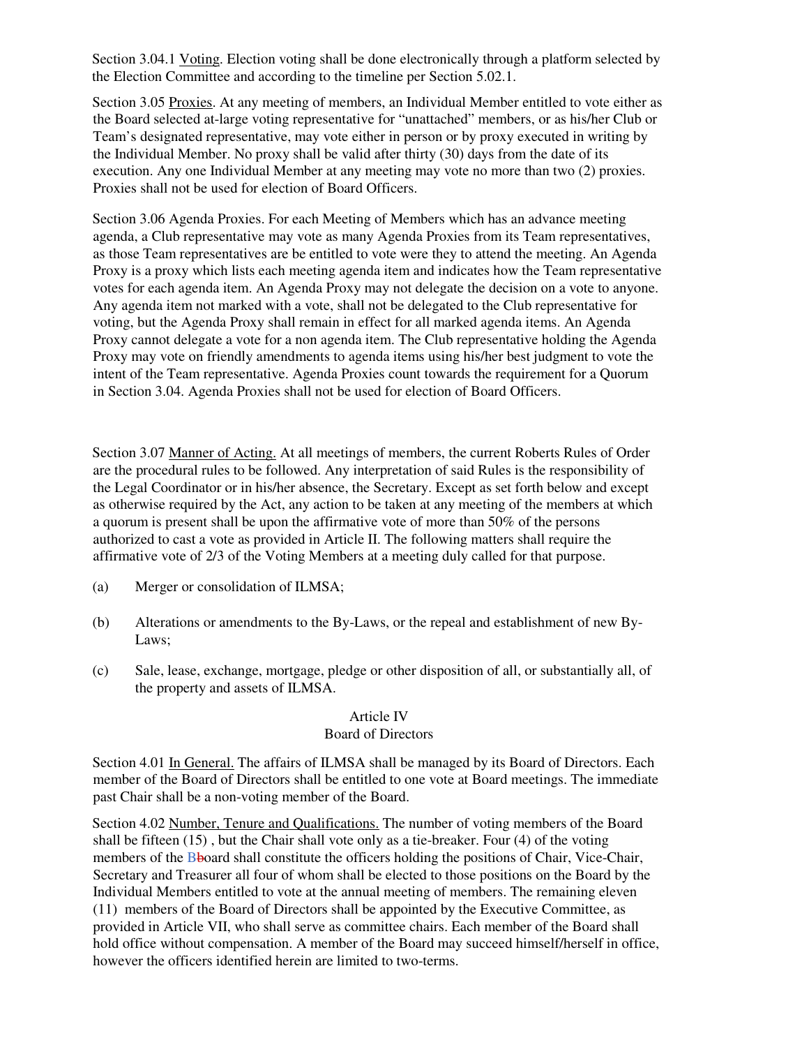Section 3.04.1 Voting. Election voting shall be done electronically through a platform selected by the Election Committee and according to the timeline per Section 5.02.1.

Section 3.05 Proxies. At any meeting of members, an Individual Member entitled to vote either as the Board selected at-large voting representative for "unattached" members, or as his/her Club or Team's designated representative, may vote either in person or by proxy executed in writing by the Individual Member. No proxy shall be valid after thirty (30) days from the date of its execution. Any one Individual Member at any meeting may vote no more than two (2) proxies. Proxies shall not be used for election of Board Officers.

Section 3.06 Agenda Proxies. For each Meeting of Members which has an advance meeting agenda, a Club representative may vote as many Agenda Proxies from its Team representatives, as those Team representatives are be entitled to vote were they to attend the meeting. An Agenda Proxy is a proxy which lists each meeting agenda item and indicates how the Team representative votes for each agenda item. An Agenda Proxy may not delegate the decision on a vote to anyone. Any agenda item not marked with a vote, shall not be delegated to the Club representative for voting, but the Agenda Proxy shall remain in effect for all marked agenda items. An Agenda Proxy cannot delegate a vote for a non agenda item. The Club representative holding the Agenda Proxy may vote on friendly amendments to agenda items using his/her best judgment to vote the intent of the Team representative. Agenda Proxies count towards the requirement for a Quorum in Section 3.04. Agenda Proxies shall not be used for election of Board Officers.

Section 3.07 Manner of Acting. At all meetings of members, the current Roberts Rules of Order are the procedural rules to be followed. Any interpretation of said Rules is the responsibility of the Legal Coordinator or in his/her absence, the Secretary. Except as set forth below and except as otherwise required by the Act, any action to be taken at any meeting of the members at which a quorum is present shall be upon the affirmative vote of more than 50% of the persons authorized to cast a vote as provided in Article II. The following matters shall require the affirmative vote of 2/3 of the Voting Members at a meeting duly called for that purpose.

(a) Merger or consolidation of ILMSA;

(b) Alterations or amendments to the By-Laws, or the repeal and establishment of new By-Laws;

(c) Sale, lease, exchange, mortgage, pledge or other disposition of all, or substantially all, of the property and assets of ILMSA.

## Article IV
## Board of Directors

Section 4.01 In General. The affairs of ILMSA shall be managed by its Board of Directors. Each member of the Board of Directors shall be entitled to one vote at Board meetings. The immediate past Chair shall be a non-voting member of the Board.

Section 4.02 Number, Tenure and Qualifications. The number of voting members of the Board shall be fifteen (15) , but the Chair shall vote only as a tie-breaker. Four (4) of the voting members of the Bboard shall constitute the officers holding the positions of Chair, Vice-Chair, Secretary and Treasurer all four of whom shall be elected to those positions on the Board by the Individual Members entitled to vote at the annual meeting of members. The remaining eleven (11) members of the Board of Directors shall be appointed by the Executive Committee, as provided in Article VII, who shall serve as committee chairs. Each member of the Board shall hold office without compensation. A member of the Board may succeed himself/herself in office, however the officers identified herein are limited to two-terms.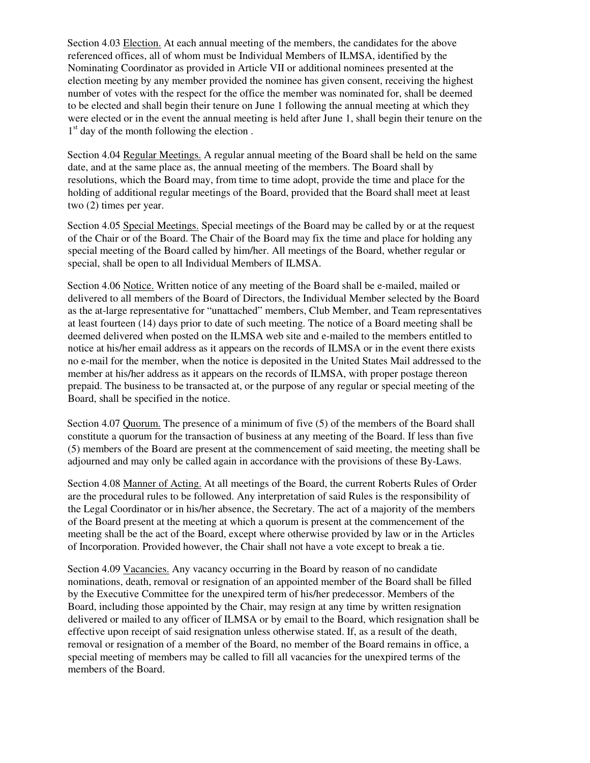Section 4.03 Election. At each annual meeting of the members, the candidates for the above referenced offices, all of whom must be Individual Members of ILMSA, identified by the Nominating Coordinator as provided in Article VII or additional nominees presented at the election meeting by any member provided the nominee has given consent, receiving the highest number of votes with the respect for the office the member was nominated for, shall be deemed to be elected and shall begin their tenure on June 1 following the annual meeting at which they were elected or in the event the annual meeting is held after June 1, shall begin their tenure on the 1st day of the month following the election .

Section 4.04 Regular Meetings. A regular annual meeting of the Board shall be held on the same date, and at the same place as, the annual meeting of the members. The Board shall by resolutions, which the Board may, from time to time adopt, provide the time and place for the holding of additional regular meetings of the Board, provided that the Board shall meet at least two (2) times per year.

Section 4.05 Special Meetings. Special meetings of the Board may be called by or at the request of the Chair or of the Board. The Chair of the Board may fix the time and place for holding any special meeting of the Board called by him/her. All meetings of the Board, whether regular or special, shall be open to all Individual Members of ILMSA.

Section 4.06 Notice. Written notice of any meeting of the Board shall be e-mailed, mailed or delivered to all members of the Board of Directors, the Individual Member selected by the Board as the at-large representative for "unattached" members, Club Member, and Team representatives at least fourteen (14) days prior to date of such meeting. The notice of a Board meeting shall be deemed delivered when posted on the ILMSA web site and e-mailed to the members entitled to notice at his/her email address as it appears on the records of ILMSA or in the event there exists no e-mail for the member, when the notice is deposited in the United States Mail addressed to the member at his/her address as it appears on the records of ILMSA, with proper postage thereon prepaid. The business to be transacted at, or the purpose of any regular or special meeting of the Board, shall be specified in the notice.

Section 4.07 Quorum. The presence of a minimum of five (5) of the members of the Board shall constitute a quorum for the transaction of business at any meeting of the Board. If less than five (5) members of the Board are present at the commencement of said meeting, the meeting shall be adjourned and may only be called again in accordance with the provisions of these By-Laws.

Section 4.08 Manner of Acting. At all meetings of the Board, the current Roberts Rules of Order are the procedural rules to be followed. Any interpretation of said Rules is the responsibility of the Legal Coordinator or in his/her absence, the Secretary. The act of a majority of the members of the Board present at the meeting at which a quorum is present at the commencement of the meeting shall be the act of the Board, except where otherwise provided by law or in the Articles of Incorporation. Provided however, the Chair shall not have a vote except to break a tie.

Section 4.09 Vacancies. Any vacancy occurring in the Board by reason of no candidate nominations, death, removal or resignation of an appointed member of the Board shall be filled by the Executive Committee for the unexpired term of his/her predecessor. Members of the Board, including those appointed by the Chair, may resign at any time by written resignation delivered or mailed to any officer of ILMSA or by email to the Board, which resignation shall be effective upon receipt of said resignation unless otherwise stated. If, as a result of the death, removal or resignation of a member of the Board, no member of the Board remains in office, a special meeting of members may be called to fill all vacancies for the unexpired terms of the members of the Board.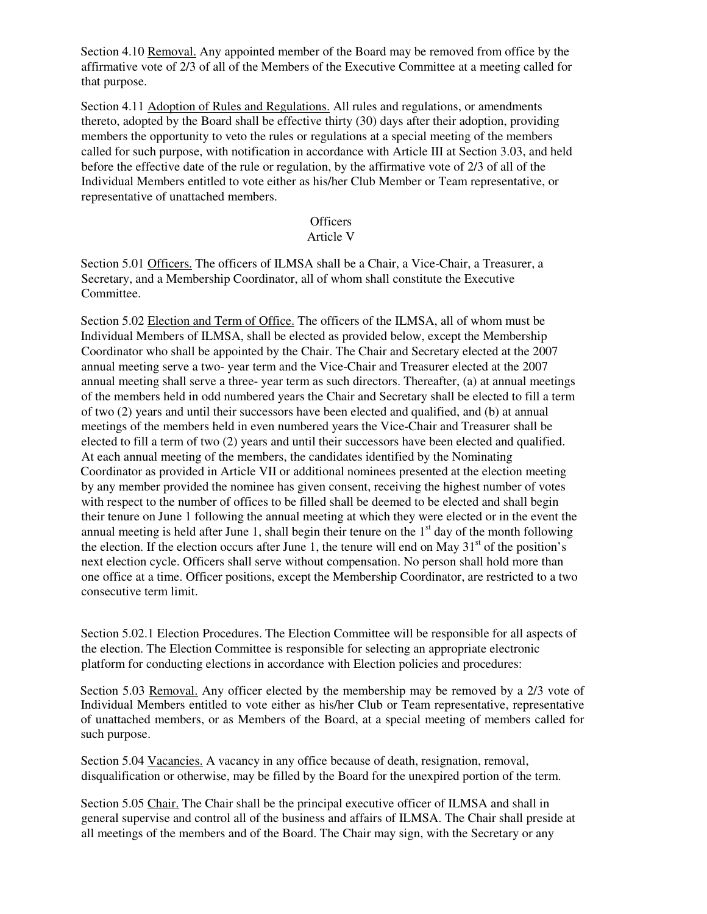Section 4.10 Removal. Any appointed member of the Board may be removed from office by the affirmative vote of 2/3 of all of the Members of the Executive Committee at a meeting called for that purpose.

Section 4.11 Adoption of Rules and Regulations. All rules and regulations, or amendments thereto, adopted by the Board shall be effective thirty (30) days after their adoption, providing members the opportunity to veto the rules or regulations at a special meeting of the members called for such purpose, with notification in accordance with Article III at Section 3.03, and held before the effective date of the rule or regulation, by the affirmative vote of 2/3 of all of the Individual Members entitled to vote either as his/her Club Member or Team representative, or representative of unattached members.

## Officers
## Article V

Section 5.01 Officers. The officers of ILMSA shall be a Chair, a Vice-Chair, a Treasurer, a Secretary, and a Membership Coordinator, all of whom shall constitute the Executive Committee.

Section 5.02 Election and Term of Office. The officers of the ILMSA, all of whom must be Individual Members of ILMSA, shall be elected as provided below, except the Membership Coordinator who shall be appointed by the Chair. The Chair and Secretary elected at the 2007 annual meeting serve a two- year term and the Vice-Chair and Treasurer elected at the 2007 annual meeting shall serve a three- year term as such directors. Thereafter, (a) at annual meetings of the members held in odd numbered years the Chair and Secretary shall be elected to fill a term of two (2) years and until their successors have been elected and qualified, and (b) at annual meetings of the members held in even numbered years the Vice-Chair and Treasurer shall be elected to fill a term of two (2) years and until their successors have been elected and qualified. At each annual meeting of the members, the candidates identified by the Nominating Coordinator as provided in Article VII or additional nominees presented at the election meeting by any member provided the nominee has given consent, receiving the highest number of votes with respect to the number of offices to be filled shall be deemed to be elected and shall begin their tenure on June 1 following the annual meeting at which they were elected or in the event the annual meeting is held after June 1, shall begin their tenure on the 1st day of the month following the election. If the election occurs after June 1, the tenure will end on May 31st of the position's next election cycle. Officers shall serve without compensation. No person shall hold more than one office at a time. Officer positions, except the Membership Coordinator, are restricted to a two consecutive term limit.

Section 5.02.1 Election Procedures. The Election Committee will be responsible for all aspects of the election. The Election Committee is responsible for selecting an appropriate electronic platform for conducting elections in accordance with Election policies and procedures:

Section 5.03 Removal. Any officer elected by the membership may be removed by a 2/3 vote of Individual Members entitled to vote either as his/her Club or Team representative, representative of unattached members, or as Members of the Board, at a special meeting of members called for such purpose.

Section 5.04 Vacancies. A vacancy in any office because of death, resignation, removal, disqualification or otherwise, may be filled by the Board for the unexpired portion of the term.

Section 5.05 Chair. The Chair shall be the principal executive officer of ILMSA and shall in general supervise and control all of the business and affairs of ILMSA. The Chair shall preside at all meetings of the members and of the Board. The Chair may sign, with the Secretary or any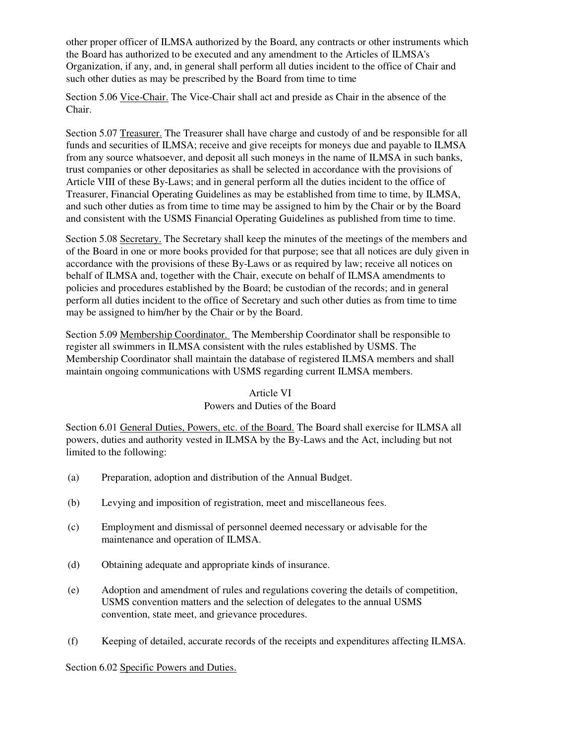other proper officer of ILMSA authorized by the Board, any contracts or other instruments which the Board has authorized to be executed and any amendment to the Articles of ILMSA's Organization, if any, and, in general shall perform all duties incident to the office of Chair and such other duties as may be prescribed by the Board from time to time

Section 5.06 Vice-Chair. The Vice-Chair shall act and preside as Chair in the absence of the Chair.

Section 5.07 Treasurer. The Treasurer shall have charge and custody of and be responsible for all funds and securities of ILMSA; receive and give receipts for moneys due and payable to ILMSA from any source whatsoever, and deposit all such moneys in the name of ILMSA in such banks, trust companies or other depositaries as shall be selected in accordance with the provisions of Article VIII of these By-Laws; and in general perform all the duties incident to the office of Treasurer, Financial Operating Guidelines as may be established from time to time, by ILMSA, and such other duties as from time to time may be assigned to him by the Chair or by the Board and consistent with the USMS Financial Operating Guidelines as published from time to time.

Section 5.08 Secretary. The Secretary shall keep the minutes of the meetings of the members and of the Board in one or more books provided for that purpose; see that all notices are duly given in accordance with the provisions of these By-Laws or as required by law; receive all notices on behalf of ILMSA and, together with the Chair, execute on behalf of ILMSA amendments to policies and procedures established by the Board; be custodian of the records; and in general perform all duties incident to the office of Secretary and such other duties as from time to time may be assigned to him/her by the Chair or by the Board.

Section 5.09 Membership Coordinator. The Membership Coordinator shall be responsible to register all swimmers in ILMSA consistent with the rules established by USMS. The Membership Coordinator shall maintain the database of registered ILMSA members and shall maintain ongoing communications with USMS regarding current ILMSA members.

## Article VI
## Powers and Duties of the Board

Section 6.01 General Duties, Powers, etc. of the Board. The Board shall exercise for ILMSA all powers, duties and authority vested in ILMSA by the By-Laws and the Act, including but not limited to the following:

(a) Preparation, adoption and distribution of the Annual Budget.

(b) Levying and imposition of registration, meet and miscellaneous fees.

(c) Employment and dismissal of personnel deemed necessary or advisable for the maintenance and operation of ILMSA.

(d) Obtaining adequate and appropriate kinds of insurance.

(e) Adoption and amendment of rules and regulations covering the details of competition, USMS convention matters and the selection of delegates to the annual USMS convention, state meet, and grievance procedures.

(f) Keeping of detailed, accurate records of the receipts and expenditures affecting ILMSA.

Section 6.02 Specific Powers and Duties.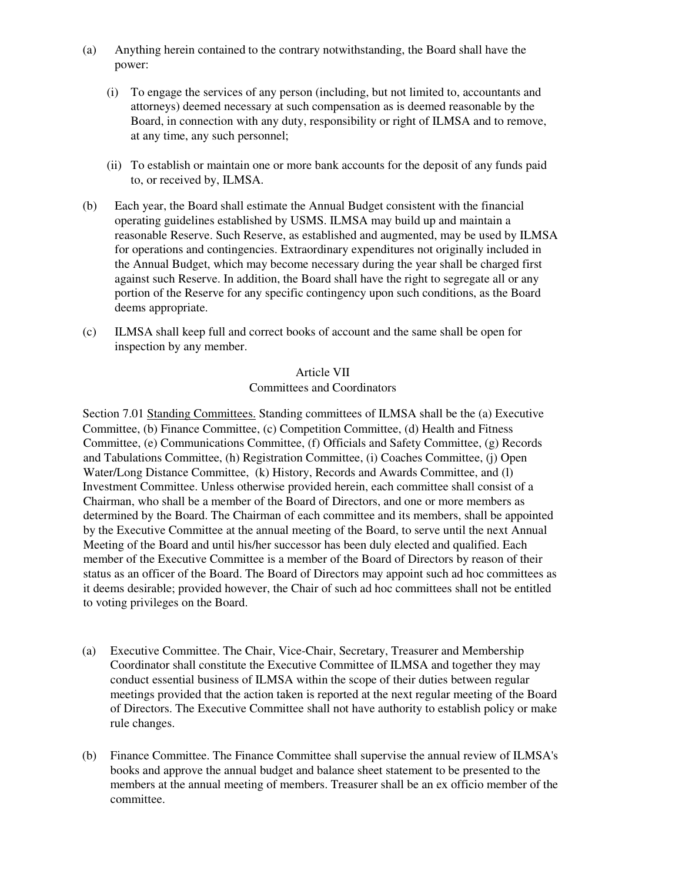(a) Anything herein contained to the contrary notwithstanding, the Board shall have the power:

   (i) To engage the services of any person (including, but not limited to, accountants and attorneys) deemed necessary at such compensation as is deemed reasonable by the Board, in connection with any duty, responsibility or right of ILMSA and to remove, at any time, any such personnel;

   (ii) To establish or maintain one or more bank accounts for the deposit of any funds paid to, or received by, ILMSA.

(b) Each year, the Board shall estimate the Annual Budget consistent with the financial operating guidelines established by USMS. ILMSA may build up and maintain a reasonable Reserve. Such Reserve, as established and augmented, may be used by ILMSA for operations and contingencies. Extraordinary expenditures not originally included in the Annual Budget, which may become necessary during the year shall be charged first against such Reserve. In addition, the Board shall have the right to segregate all or any portion of the Reserve for any specific contingency upon such conditions, as the Board deems appropriate.

(c) ILMSA shall keep full and correct books of account and the same shall be open for inspection by any member.

## Article VII
## Committees and Coordinators

Section 7.01 Standing Committees. Standing committees of ILMSA shall be the (a) Executive Committee, (b) Finance Committee, (c) Competition Committee, (d) Health and Fitness Committee, (e) Communications Committee, (f) Officials and Safety Committee, (g) Records and Tabulations Committee, (h) Registration Committee, (i) Coaches Committee, (j) Open Water/Long Distance Committee, (k) History, Records and Awards Committee, and (l) Investment Committee. Unless otherwise provided herein, each committee shall consist of a Chairman, who shall be a member of the Board of Directors, and one or more members as determined by the Board. The Chairman of each committee and its members, shall be appointed by the Executive Committee at the annual meeting of the Board, to serve until the next Annual Meeting of the Board and until his/her successor has been duly elected and qualified. Each member of the Executive Committee is a member of the Board of Directors by reason of their status as an officer of the Board. The Board of Directors may appoint such ad hoc committees as it deems desirable; provided however, the Chair of such ad hoc committees shall not be entitled to voting privileges on the Board.

(a) Executive Committee. The Chair, Vice-Chair, Secretary, Treasurer and Membership Coordinator shall constitute the Executive Committee of ILMSA and together they may conduct essential business of ILMSA within the scope of their duties between regular meetings provided that the action taken is reported at the next regular meeting of the Board of Directors. The Executive Committee shall not have authority to establish policy or make rule changes.

(b) Finance Committee. The Finance Committee shall supervise the annual review of ILMSA's books and approve the annual budget and balance sheet statement to be presented to the members at the annual meeting of members. Treasurer shall be an ex officio member of the committee.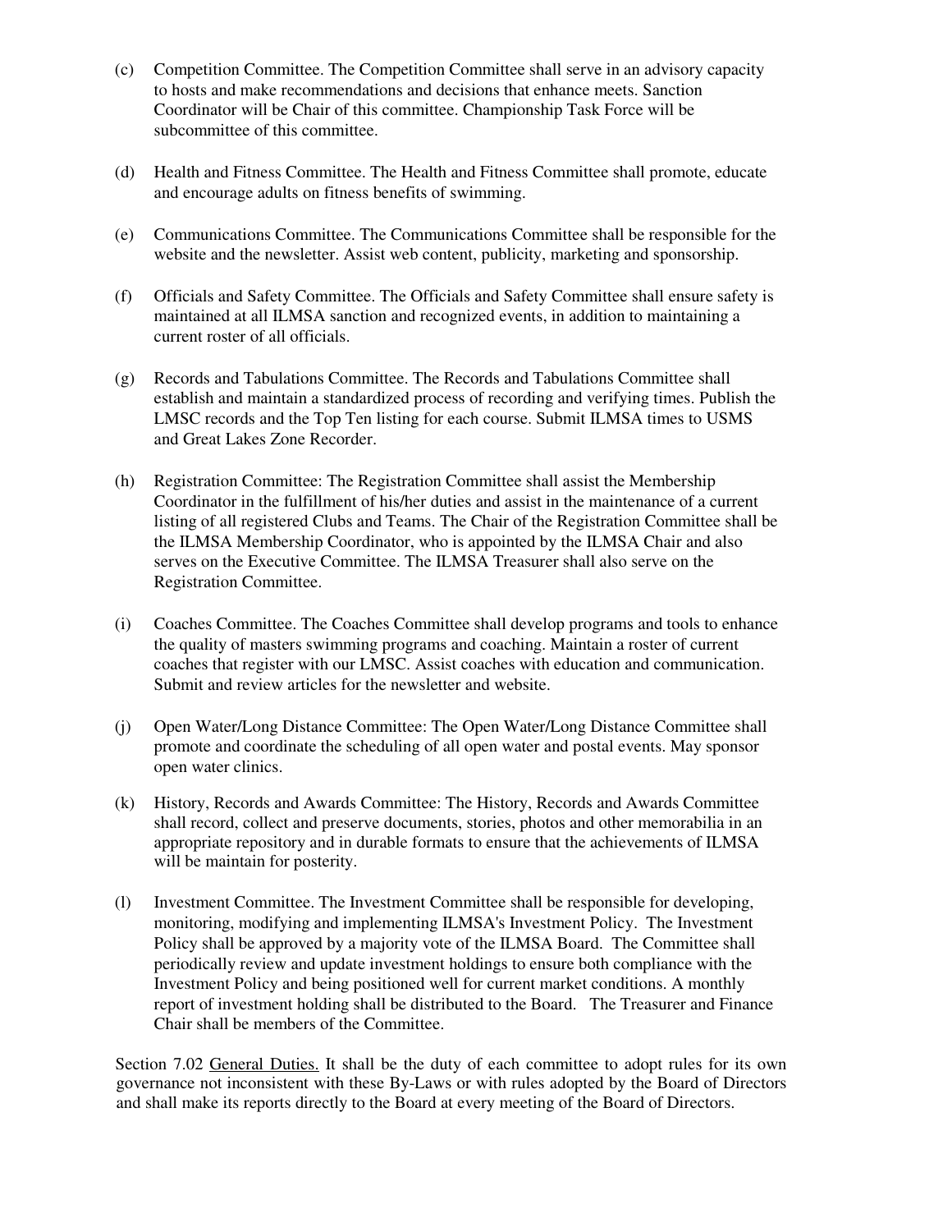(c) Competition Committee. The Competition Committee shall serve in an advisory capacity to hosts and make recommendations and decisions that enhance meets. Sanction Coordinator will be Chair of this committee. Championship Task Force will be subcommittee of this committee.

(d) Health and Fitness Committee. The Health and Fitness Committee shall promote, educate and encourage adults on fitness benefits of swimming.

(e) Communications Committee. The Communications Committee shall be responsible for the website and the newsletter. Assist web content, publicity, marketing and sponsorship.

(f) Officials and Safety Committee. The Officials and Safety Committee shall ensure safety is maintained at all ILMSA sanction and recognized events, in addition to maintaining a current roster of all officials.

(g) Records and Tabulations Committee. The Records and Tabulations Committee shall establish and maintain a standardized process of recording and verifying times. Publish the LMSC records and the Top Ten listing for each course. Submit ILMSA times to USMS and Great Lakes Zone Recorder.

(h) Registration Committee: The Registration Committee shall assist the Membership Coordinator in the fulfillment of his/her duties and assist in the maintenance of a current listing of all registered Clubs and Teams. The Chair of the Registration Committee shall be the ILMSA Membership Coordinator, who is appointed by the ILMSA Chair and also serves on the Executive Committee. The ILMSA Treasurer shall also serve on the Registration Committee.

(i) Coaches Committee. The Coaches Committee shall develop programs and tools to enhance the quality of masters swimming programs and coaching. Maintain a roster of current coaches that register with our LMSC. Assist coaches with education and communication. Submit and review articles for the newsletter and website.

(j) Open Water/Long Distance Committee: The Open Water/Long Distance Committee shall promote and coordinate the scheduling of all open water and postal events. May sponsor open water clinics.

(k) History, Records and Awards Committee: The History, Records and Awards Committee shall record, collect and preserve documents, stories, photos and other memorabilia in an appropriate repository and in durable formats to ensure that the achievements of ILMSA will be maintain for posterity.

(l) Investment Committee. The Investment Committee shall be responsible for developing, monitoring, modifying and implementing ILMSA's Investment Policy. The Investment Policy shall be approved by a majority vote of the ILMSA Board. The Committee shall periodically review and update investment holdings to ensure both compliance with the Investment Policy and being positioned well for current market conditions. A monthly report of investment holding shall be distributed to the Board. The Treasurer and Finance Chair shall be members of the Committee.

Section 7.02 General Duties. It shall be the duty of each committee to adopt rules for its own governance not inconsistent with these By-Laws or with rules adopted by the Board of Directors and shall make its reports directly to the Board at every meeting of the Board of Directors.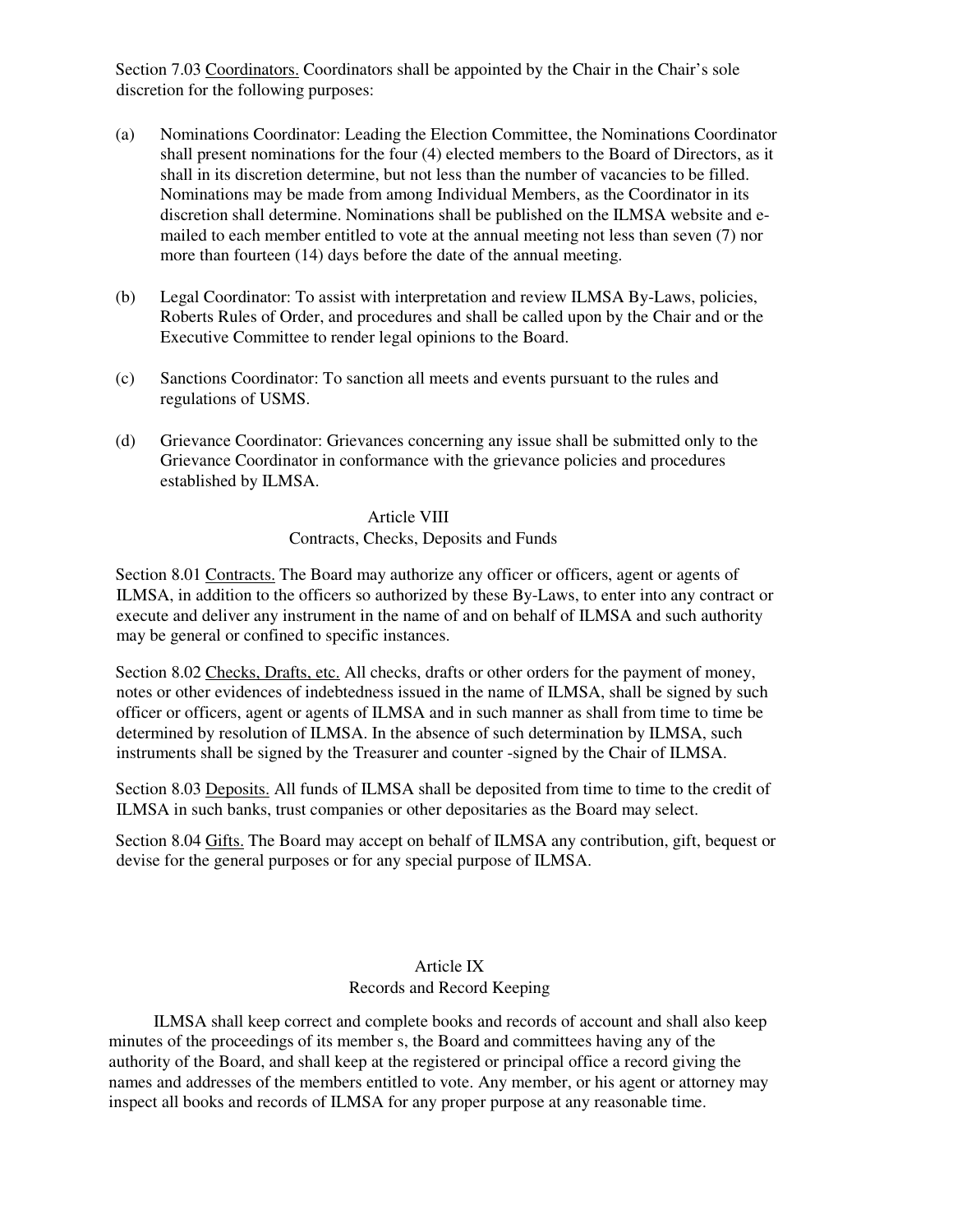Section 7.03 Coordinators. Coordinators shall be appointed by the Chair in the Chair's sole discretion for the following purposes:

(a) Nominations Coordinator: Leading the Election Committee, the Nominations Coordinator shall present nominations for the four (4) elected members to the Board of Directors, as it shall in its discretion determine, but not less than the number of vacancies to be filled. Nominations may be made from among Individual Members, as the Coordinator in its discretion shall determine. Nominations shall be published on the ILMSA website and e-mailed to each member entitled to vote at the annual meeting not less than seven (7) nor more than fourteen (14) days before the date of the annual meeting.

(b) Legal Coordinator: To assist with interpretation and review ILMSA By-Laws, policies, Roberts Rules of Order, and procedures and shall be called upon by the Chair and or the Executive Committee to render legal opinions to the Board.

(c) Sanctions Coordinator: To sanction all meets and events pursuant to the rules and regulations of USMS.

(d) Grievance Coordinator: Grievances concerning any issue shall be submitted only to the Grievance Coordinator in conformance with the grievance policies and procedures established by ILMSA.

## Article VIII
## Contracts, Checks, Deposits and Funds

Section 8.01 Contracts. The Board may authorize any officer or officers, agent or agents of ILMSA, in addition to the officers so authorized by these By-Laws, to enter into any contract or execute and deliver any instrument in the name of and on behalf of ILMSA and such authority may be general or confined to specific instances.

Section 8.02 Checks, Drafts, etc. All checks, drafts or other orders for the payment of money, notes or other evidences of indebtedness issued in the name of ILMSA, shall be signed by such officer or officers, agent or agents of ILMSA and in such manner as shall from time to time be determined by resolution of ILMSA. In the absence of such determination by ILMSA, such instruments shall be signed by the Treasurer and counter -signed by the Chair of ILMSA.

Section 8.03 Deposits. All funds of ILMSA shall be deposited from time to time to the credit of ILMSA in such banks, trust companies or other depositaries as the Board may select.

Section 8.04 Gifts. The Board may accept on behalf of ILMSA any contribution, gift, bequest or devise for the general purposes or for any special purpose of ILMSA.

## Article IX
## Records and Record Keeping

ILMSA shall keep correct and complete books and records of account and shall also keep minutes of the proceedings of its member s, the Board and committees having any of the authority of the Board, and shall keep at the registered or principal office a record giving the names and addresses of the members entitled to vote. Any member, or his agent or attorney may inspect all books and records of ILMSA for any proper purpose at any reasonable time.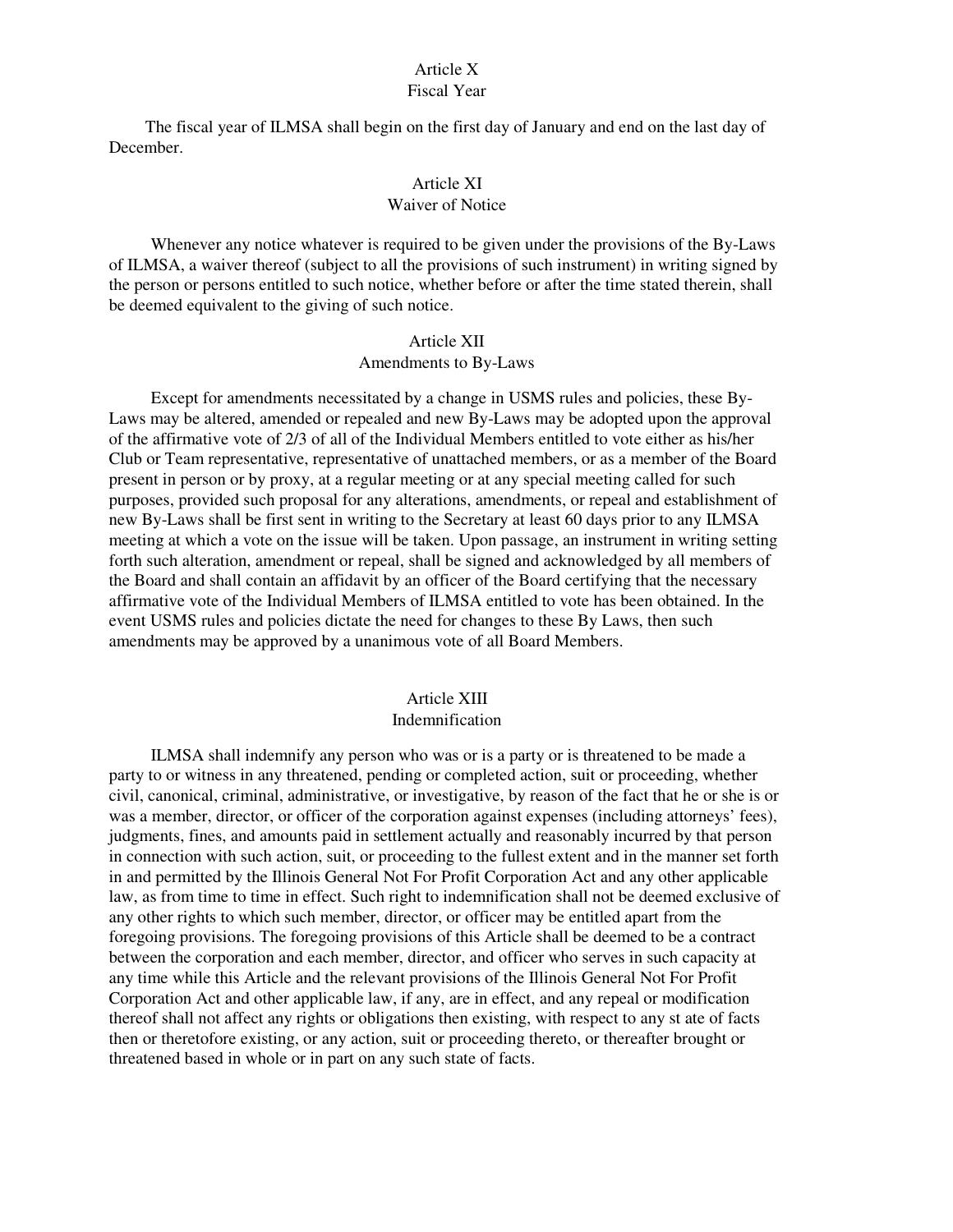## Article X
## Fiscal Year

The fiscal year of ILMSA shall begin on the first day of January and end on the last day of December.

## Article XI
## Waiver of Notice

Whenever any notice whatever is required to be given under the provisions of the By-Laws of ILMSA, a waiver thereof (subject to all the provisions of such instrument) in writing signed by the person or persons entitled to such notice, whether before or after the time stated therein, shall be deemed equivalent to the giving of such notice.

## Article XII
## Amendments to By-Laws

Except for amendments necessitated by a change in USMS rules and policies, these By-Laws may be altered, amended or repealed and new By-Laws may be adopted upon the approval of the affirmative vote of 2/3 of all of the Individual Members entitled to vote either as his/her Club or Team representative, representative of unattached members, or as a member of the Board present in person or by proxy, at a regular meeting or at any special meeting called for such purposes, provided such proposal for any alterations, amendments, or repeal and establishment of new By-Laws shall be first sent in writing to the Secretary at least 60 days prior to any ILMSA meeting at which a vote on the issue will be taken. Upon passage, an instrument in writing setting forth such alteration, amendment or repeal, shall be signed and acknowledged by all members of the Board and shall contain an affidavit by an officer of the Board certifying that the necessary affirmative vote of the Individual Members of ILMSA entitled to vote has been obtained. In the event USMS rules and policies dictate the need for changes to these By Laws, then such amendments may be approved by a unanimous vote of all Board Members.

## Article XIII
## Indemnification

ILMSA shall indemnify any person who was or is a party or is threatened to be made a party to or witness in any threatened, pending or completed action, suit or proceeding, whether civil, canonical, criminal, administrative, or investigative, by reason of the fact that he or she is or was a member, director, or officer of the corporation against expenses (including attorneys' fees), judgments, fines, and amounts paid in settlement actually and reasonably incurred by that person in connection with such action, suit, or proceeding to the fullest extent and in the manner set forth in and permitted by the Illinois General Not For Profit Corporation Act and any other applicable law, as from time to time in effect. Such right to indemnification shall not be deemed exclusive of any other rights to which such member, director, or officer may be entitled apart from the foregoing provisions. The foregoing provisions of this Article shall be deemed to be a contract between the corporation and each member, director, and officer who serves in such capacity at any time while this Article and the relevant provisions of the Illinois General Not For Profit Corporation Act and other applicable law, if any, are in effect, and any repeal or modification thereof shall not affect any rights or obligations then existing, with respect to any st ate of facts then or theretofore existing, or any action, suit or proceeding thereto, or thereafter brought or threatened based in whole or in part on any such state of facts.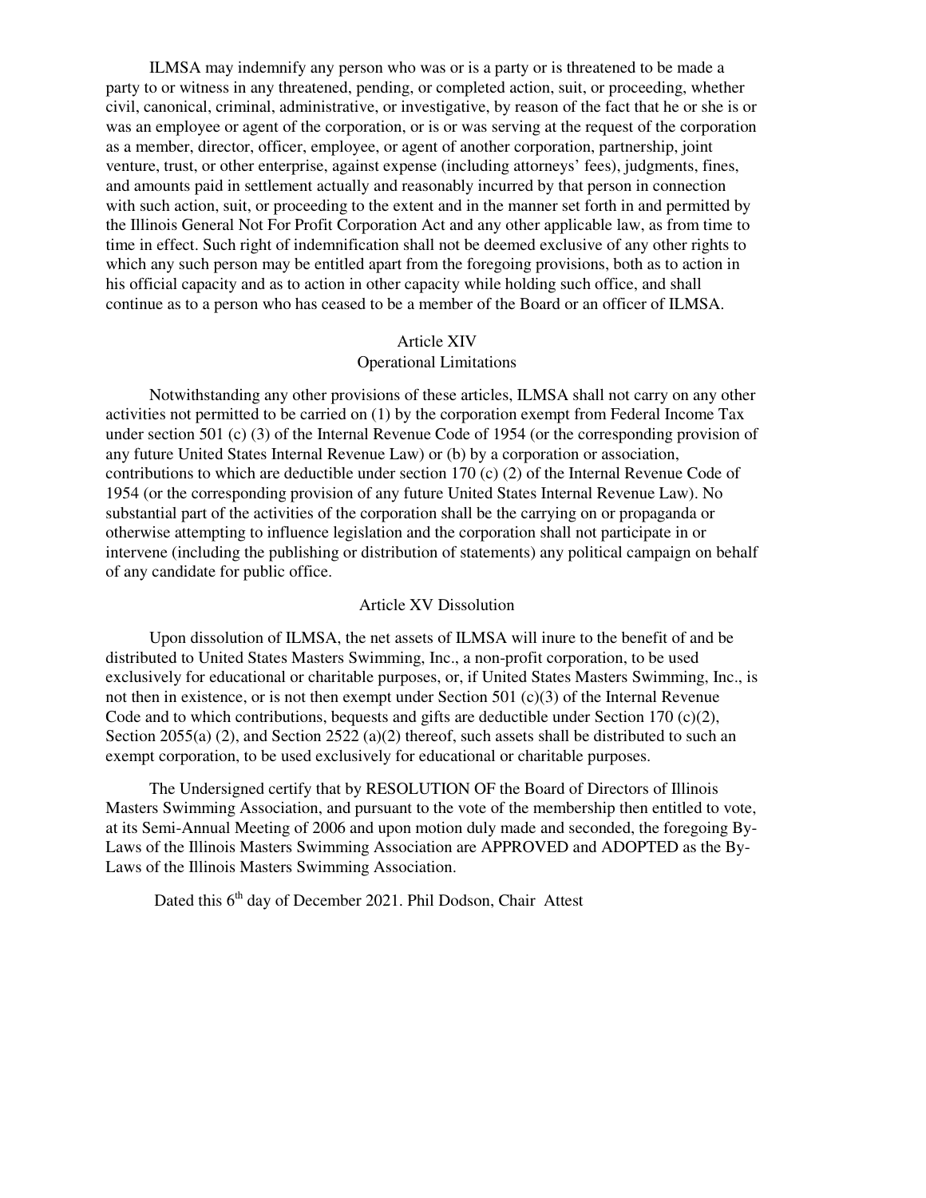ILMSA may indemnify any person who was or is a party or is threatened to be made a party to or witness in any threatened, pending, or completed action, suit, or proceeding, whether civil, canonical, criminal, administrative, or investigative, by reason of the fact that he or she is or was an employee or agent of the corporation, or is or was serving at the request of the corporation as a member, director, officer, employee, or agent of another corporation, partnership, joint venture, trust, or other enterprise, against expense (including attorneys' fees), judgments, fines, and amounts paid in settlement actually and reasonably incurred by that person in connection with such action, suit, or proceeding to the extent and in the manner set forth in and permitted by the Illinois General Not For Profit Corporation Act and any other applicable law, as from time to time in effect. Such right of indemnification shall not be deemed exclusive of any other rights to which any such person may be entitled apart from the foregoing provisions, both as to action in his official capacity and as to action in other capacity while holding such office, and shall continue as to a person who has ceased to be a member of the Board or an officer of ILMSA.

## Article XIV
## Operational Limitations

Notwithstanding any other provisions of these articles, ILMSA shall not carry on any other activities not permitted to be carried on (1) by the corporation exempt from Federal Income Tax under section 501 (c) (3) of the Internal Revenue Code of 1954 (or the corresponding provision of any future United States Internal Revenue Law) or (b) by a corporation or association, contributions to which are deductible under section 170 (c) (2) of the Internal Revenue Code of 1954 (or the corresponding provision of any future United States Internal Revenue Law). No substantial part of the activities of the corporation shall be the carrying on or propaganda or otherwise attempting to influence legislation and the corporation shall not participate in or intervene (including the publishing or distribution of statements) any political campaign on behalf of any candidate for public office.

## Article XV Dissolution

Upon dissolution of ILMSA, the net assets of ILMSA will inure to the benefit of and be distributed to United States Masters Swimming, Inc., a non-profit corporation, to be used exclusively for educational or charitable purposes, or, if United States Masters Swimming, Inc., is not then in existence, or is not then exempt under Section 501 (c)(3) of the Internal Revenue Code and to which contributions, bequests and gifts are deductible under Section 170 (c)(2), Section 2055(a) (2), and Section 2522 (a)(2) thereof, such assets shall be distributed to such an exempt corporation, to be used exclusively for educational or charitable purposes.

The Undersigned certify that by RESOLUTION OF the Board of Directors of Illinois Masters Swimming Association, and pursuant to the vote of the membership then entitled to vote, at its Semi-Annual Meeting of 2006 and upon motion duly made and seconded, the foregoing By-Laws of the Illinois Masters Swimming Association are APPROVED and ADOPTED as the By-Laws of the Illinois Masters Swimming Association.

Dated this 6th day of December 2021. Phil Dodson, Chair Attest